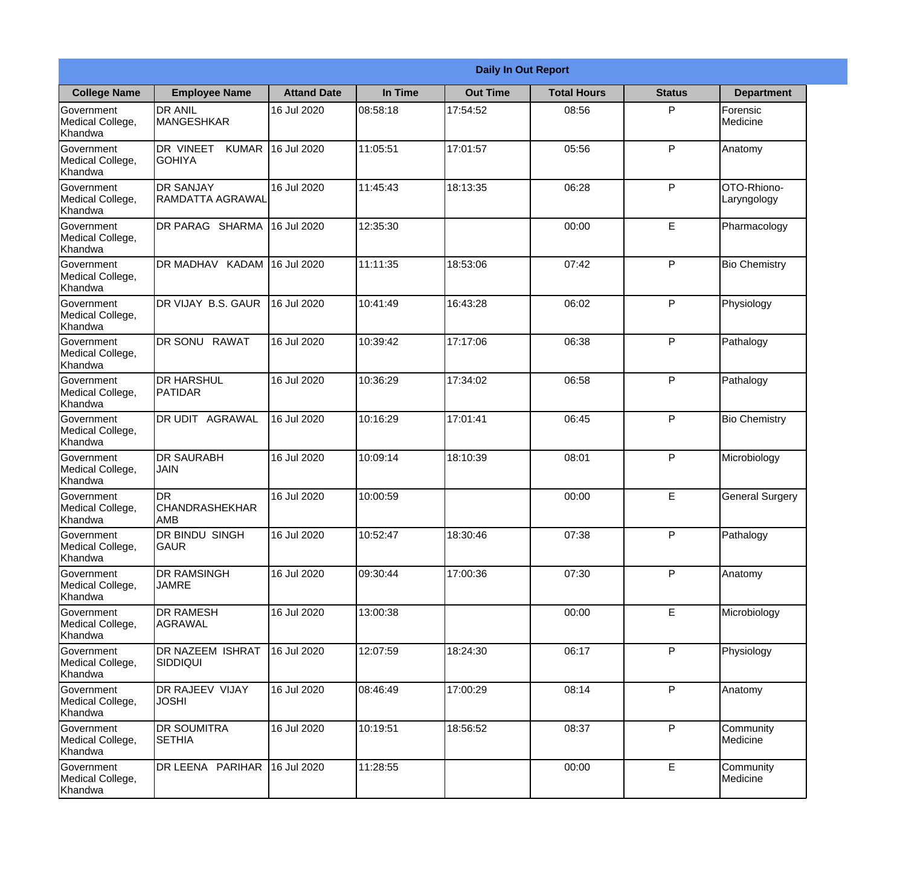| Daily In Out Report | | | | | | | |
|---|---|---|---|---|---|---|---|
| **College Name** | **Employee Name** | **Attand Date** | **In Time** | **Out Time** | **Total Hours** | **Status** | **Department** |
| Government Medical College, Khandwa | DR ANIL MANGESHKAR | 16 Jul 2020 | 08:58:18 | 17:54:52 | 08:56 | P | Forensic Medicine |
| Government Medical College, Khandwa | DR VINEET KUMAR GOHIYA | 16 Jul 2020 | 11:05:51 | 17:01:57 | 05:56 | P | Anatomy |
| Government Medical College, Khandwa | DR SANJAY RAMDATTA AGRAWAL | 16 Jul 2020 | 11:45:43 | 18:13:35 | 06:28 | P | OTO-Rhiono-Laryngology |
| Government Medical College, Khandwa | DR PARAG SHARMA | 16 Jul 2020 | 12:35:30 | | 00:00 | E | Pharmacology |
| Government Medical College, Khandwa | DR MADHAV KADAM | 16 Jul 2020 | 11:11:35 | 18:53:06 | 07:42 | P | Bio Chemistry |
| Government Medical College, Khandwa | DR VIJAY B.S. GAUR | 16 Jul 2020 | 10:41:49 | 16:43:28 | 06:02 | P | Physiology |
| Government Medical College, Khandwa | DR SONU RAWAT | 16 Jul 2020 | 10:39:42 | 17:17:06 | 06:38 | P | Pathalogy |
| Government Medical College, Khandwa | DR HARSHUL PATIDAR | 16 Jul 2020 | 10:36:29 | 17:34:02 | 06:58 | P | Pathalogy |
| Government Medical College, Khandwa | DR UDIT AGRAWAL | 16 Jul 2020 | 10:16:29 | 17:01:41 | 06:45 | P | Bio Chemistry |
| Government Medical College, Khandwa | DR SAURABH JAIN | 16 Jul 2020 | 10:09:14 | 18:10:39 | 08:01 | P | Microbiology |
| Government Medical College, Khandwa | DR CHANDRASHEKHAR AMB | 16 Jul 2020 | 10:00:59 | | 00:00 | E | General Surgery |
| Government Medical College, Khandwa | DR BINDU SINGH GAUR | 16 Jul 2020 | 10:52:47 | 18:30:46 | 07:38 | P | Pathalogy |
| Government Medical College, Khandwa | DR RAMSINGH JAMRE | 16 Jul 2020 | 09:30:44 | 17:00:36 | 07:30 | P | Anatomy |
| Government Medical College, Khandwa | DR RAMESH AGRAWAL | 16 Jul 2020 | 13:00:38 | | 00:00 | E | Microbiology |
| Government Medical College, Khandwa | DR NAZEEM ISHRAT SIDDIQUI | 16 Jul 2020 | 12:07:59 | 18:24:30 | 06:17 | P | Physiology |
| Government Medical College, Khandwa | DR RAJEEV VIJAY JOSHI | 16 Jul 2020 | 08:46:49 | 17:00:29 | 08:14 | P | Anatomy |
| Government Medical College, Khandwa | DR SOUMITRA SETHIA | 16 Jul 2020 | 10:19:51 | 18:56:52 | 08:37 | P | Community Medicine |
| Government Medical College, Khandwa | DR LEENA PARIHAR | 16 Jul 2020 | 11:28:55 | | 00:00 | E | Community Medicine |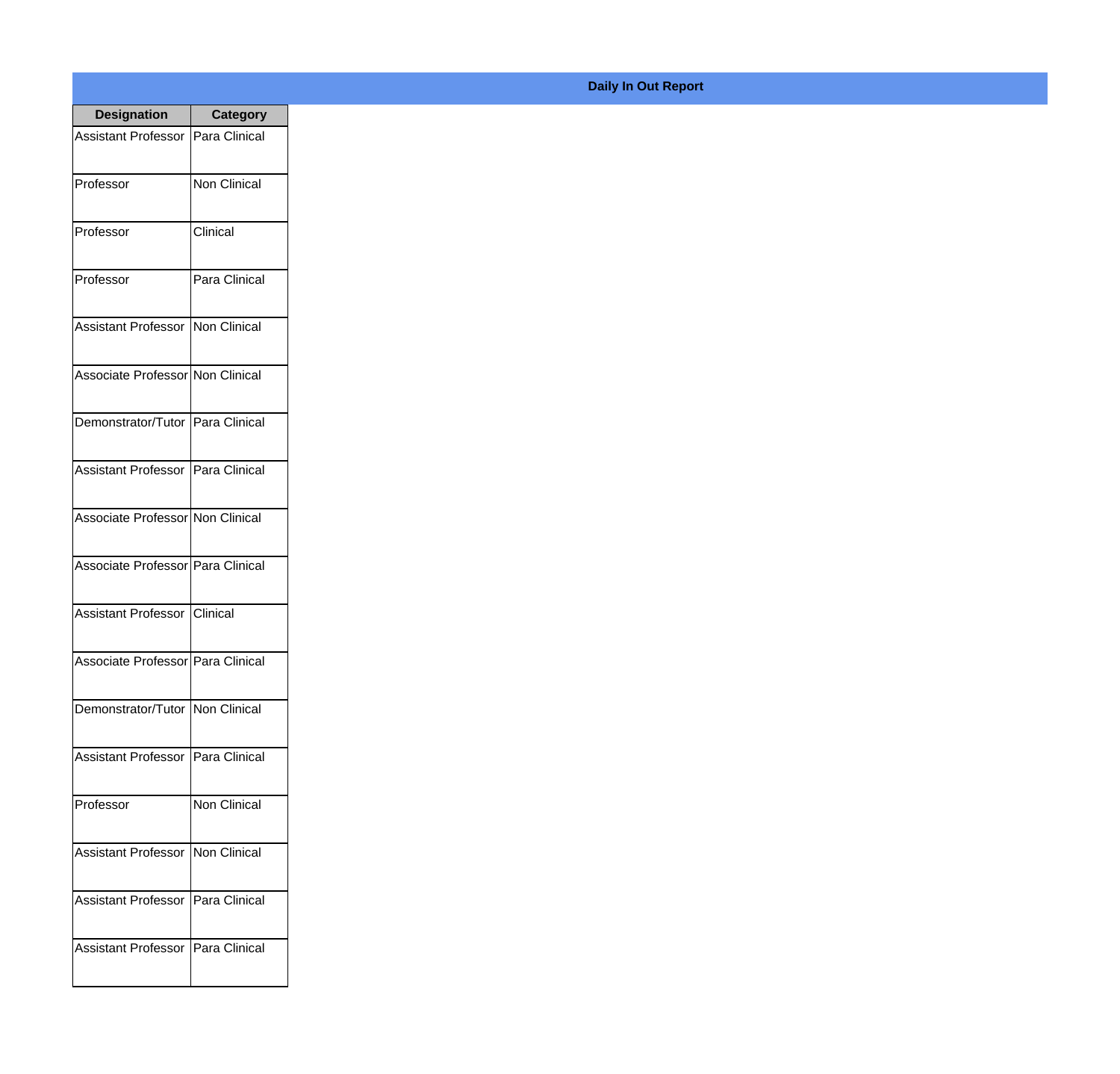**Daily In Out Report**

| Designation | Category |
| --- | --- |
| Assistant Professor | Para Clinical |
| Professor | Non Clinical |
| Professor | Clinical |
| Professor | Para Clinical |
| Assistant Professor | Non Clinical |
| Associate Professor | Non Clinical |
| Demonstrator/Tutor | Para Clinical |
| Assistant Professor | Para Clinical |
| Associate Professor | Non Clinical |
| Associate Professor | Para Clinical |
| Assistant Professor | Clinical |
| Associate Professor | Para Clinical |
| Demonstrator/Tutor | Non Clinical |
| Assistant Professor | Para Clinical |
| Professor | Non Clinical |
| Assistant Professor | Non Clinical |
| Assistant Professor | Para Clinical |
| Assistant Professor | Para Clinical |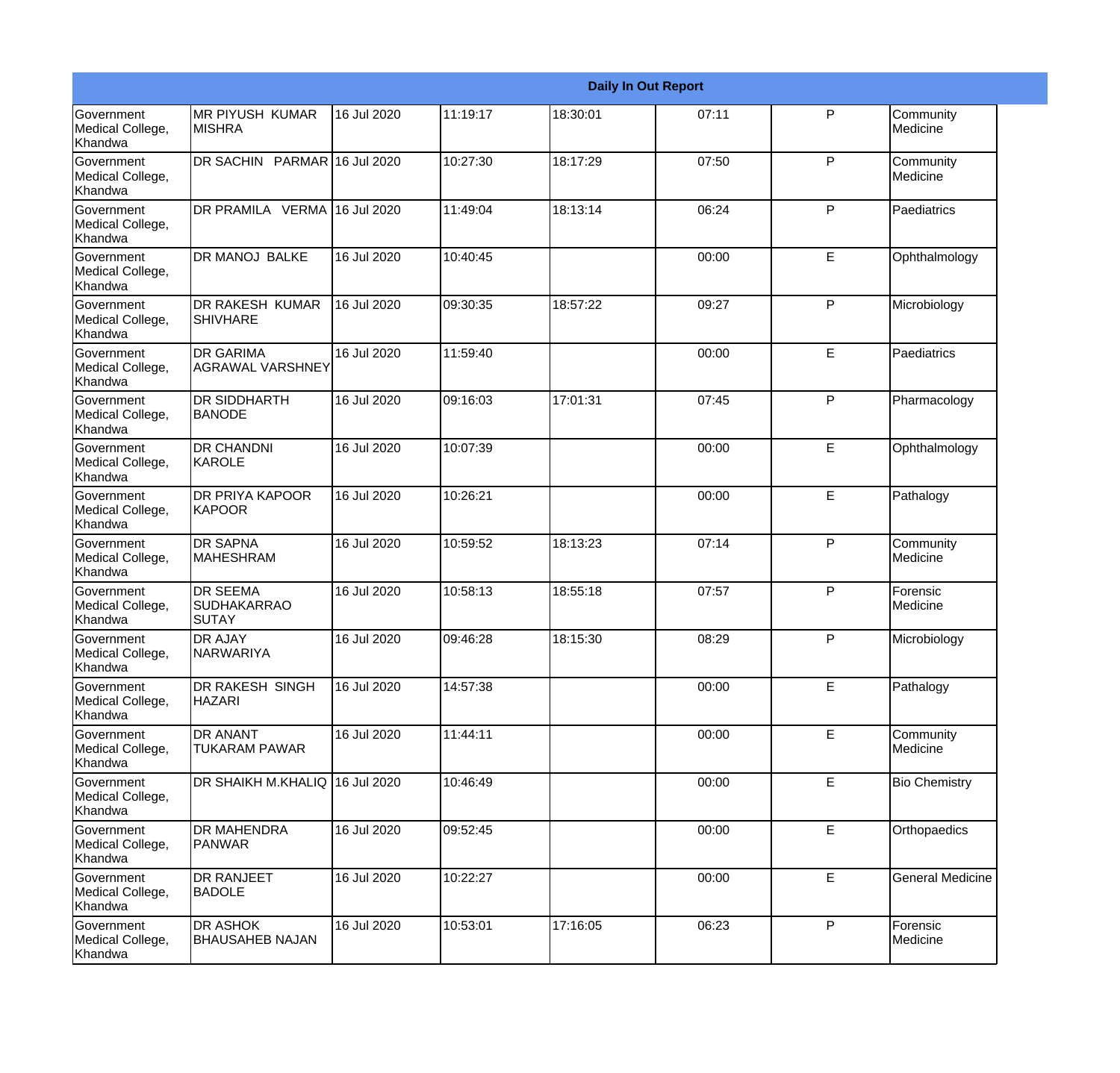| Daily In Out Report | | | | | | | |
|---|---|---|---|---|---|---|---|
| Government Medical College, Khandwa | MR PIYUSH KUMAR MISHRA | 16 Jul 2020 | 11:19:17 | 18:30:01 | 07:11 | P | Community Medicine |
| Government Medical College, Khandwa | DR SACHIN PARMAR | 16 Jul 2020 | 10:27:30 | 18:17:29 | 07:50 | P | Community Medicine |
| Government Medical College, Khandwa | DR PRAMILA VERMA | 16 Jul 2020 | 11:49:04 | 18:13:14 | 06:24 | P | Paediatrics |
| Government Medical College, Khandwa | DR MANOJ BALKE | 16 Jul 2020 | 10:40:45 | | 00:00 | E | Ophthalmology |
| Government Medical College, Khandwa | DR RAKESH KUMAR SHIVHARE | 16 Jul 2020 | 09:30:35 | 18:57:22 | 09:27 | P | Microbiology |
| Government Medical College, Khandwa | DR GARIMA AGRAWAL VARSHNEY | 16 Jul 2020 | 11:59:40 | | 00:00 | E | Paediatrics |
| Government Medical College, Khandwa | DR SIDDHARTH BANODE | 16 Jul 2020 | 09:16:03 | 17:01:31 | 07:45 | P | Pharmacology |
| Government Medical College, Khandwa | DR CHANDNI KAROLE | 16 Jul 2020 | 10:07:39 | | 00:00 | E | Ophthalmology |
| Government Medical College, Khandwa | DR PRIYA KAPOOR KAPOOR | 16 Jul 2020 | 10:26:21 | | 00:00 | E | Pathalogy |
| Government Medical College, Khandwa | DR SAPNA MAHESHRAM | 16 Jul 2020 | 10:59:52 | 18:13:23 | 07:14 | P | Community Medicine |
| Government Medical College, Khandwa | DR SEEMA SUDHAKARRAO SUTAY | 16 Jul 2020 | 10:58:13 | 18:55:18 | 07:57 | P | Forensic Medicine |
| Government Medical College, Khandwa | DR AJAY NARWARIYA | 16 Jul 2020 | 09:46:28 | 18:15:30 | 08:29 | P | Microbiology |
| Government Medical College, Khandwa | DR RAKESH SINGH HAZARI | 16 Jul 2020 | 14:57:38 | | 00:00 | E | Pathalogy |
| Government Medical College, Khandwa | DR ANANT TUKARAM PAWAR | 16 Jul 2020 | 11:44:11 | | 00:00 | E | Community Medicine |
| Government Medical College, Khandwa | DR SHAIKH M.KHALIQ | 16 Jul 2020 | 10:46:49 | | 00:00 | E | Bio Chemistry |
| Government Medical College, Khandwa | DR MAHENDRA PANWAR | 16 Jul 2020 | 09:52:45 | | 00:00 | E | Orthopaedics |
| Government Medical College, Khandwa | DR RANJEET BADOLE | 16 Jul 2020 | 10:22:27 | | 00:00 | E | General Medicine |
| Government Medical College, Khandwa | DR ASHOK BHAUSAHEB NAJAN | 16 Jul 2020 | 10:53:01 | 17:16:05 | 06:23 | P | Forensic Medicine |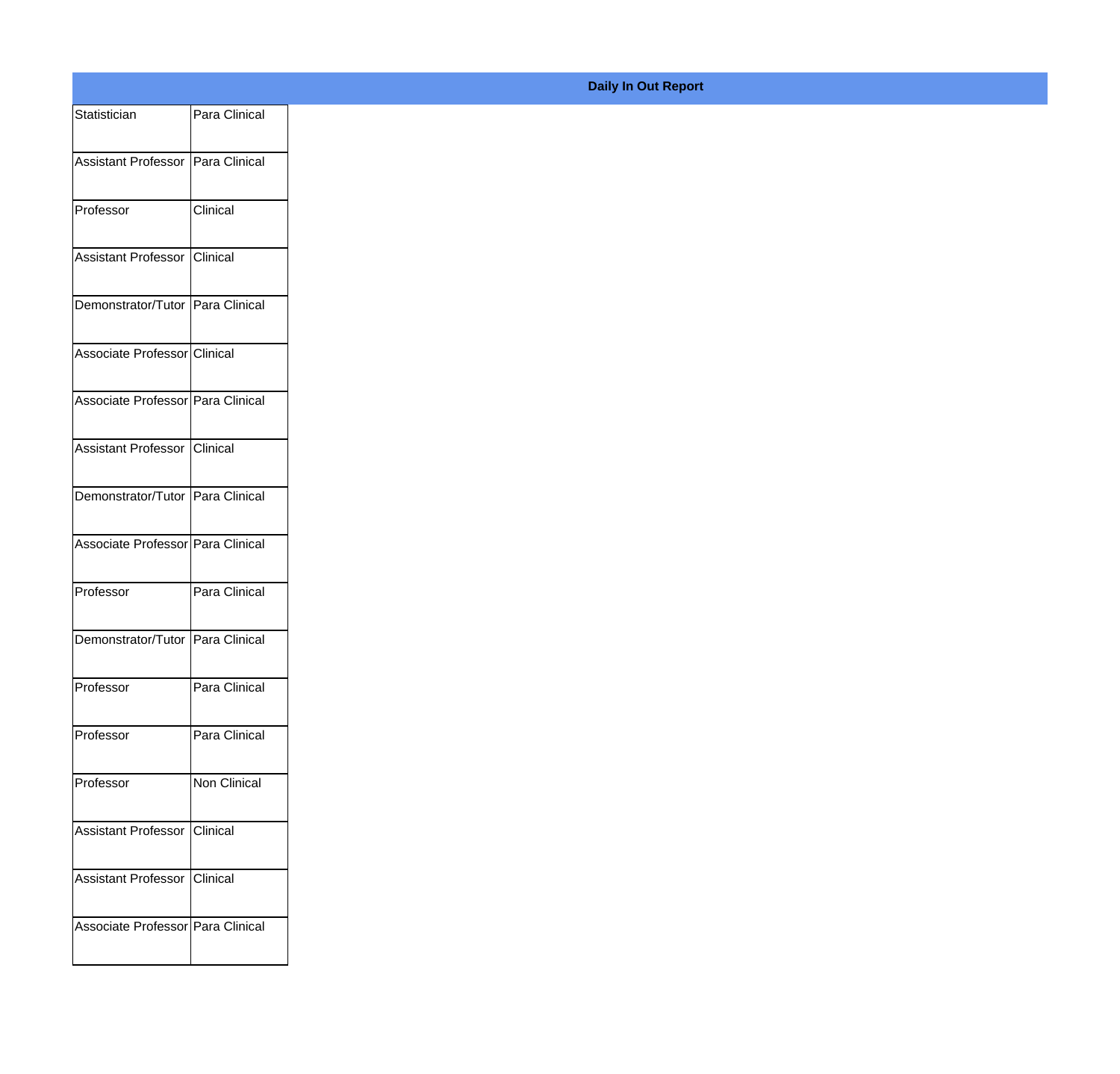**Daily In Out Report**

| | |
|---|---|
| Statistician | Para Clinical |
| Assistant Professor | Para Clinical |
| Professor | Clinical |
| Assistant Professor | Clinical |
| Demonstrator/Tutor | Para Clinical |
| Associate Professor | Clinical |
| Associate Professor | Para Clinical |
| Assistant Professor | Clinical |
| Demonstrator/Tutor | Para Clinical |
| Associate Professor | Para Clinical |
| Professor | Para Clinical |
| Demonstrator/Tutor | Para Clinical |
| Professor | Para Clinical |
| Professor | Para Clinical |
| Professor | Non Clinical |
| Assistant Professor | Clinical |
| Assistant Professor | Clinical |
| Associate Professor | Para Clinical |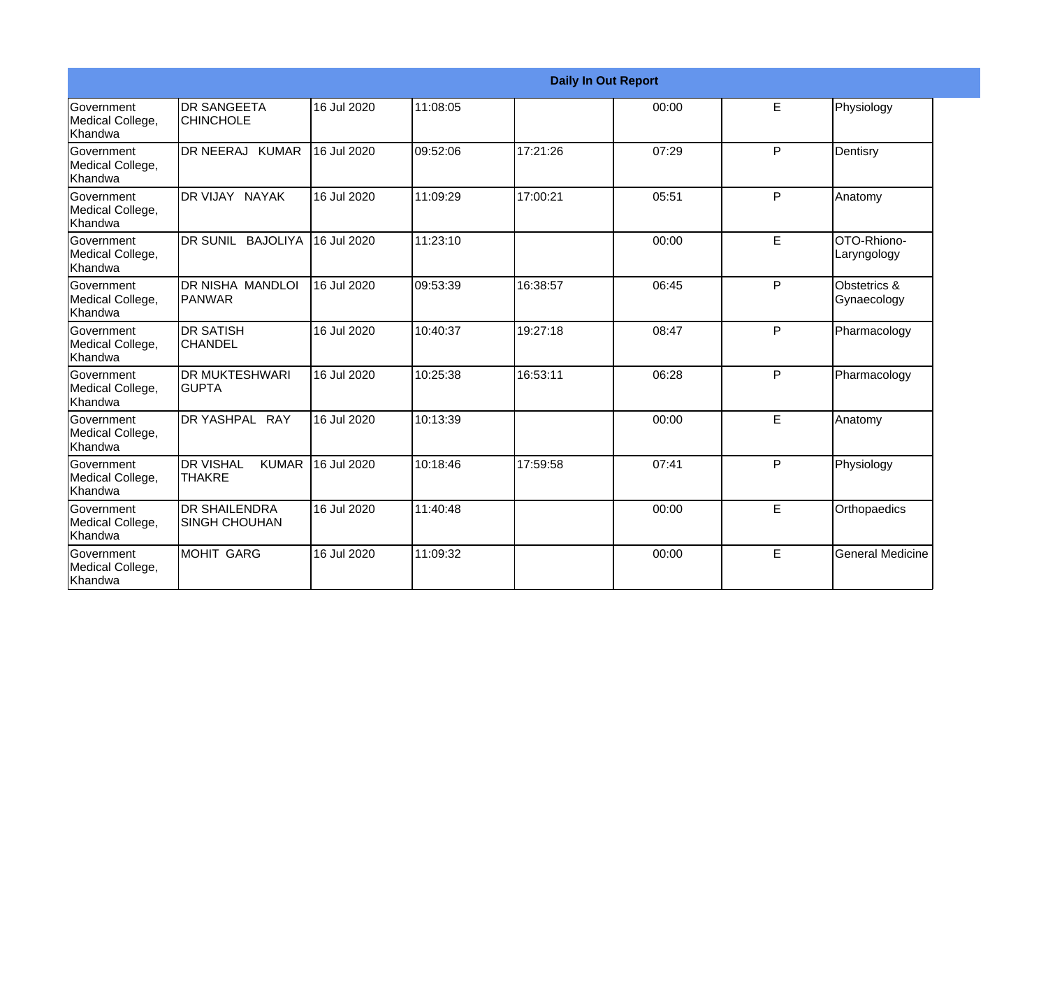| Daily In Out Report | | | | | | | |
|---|---|---|---|---|---|---|---|
| Government Medical College, Khandwa | DR SANGEETA CHINCHOLE | 16 Jul 2020 | 11:08:05 | | 00:00 | E | Physiology |
| Government Medical College, Khandwa | DR NEERAJ KUMAR | 16 Jul 2020 | 09:52:06 | 17:21:26 | 07:29 | P | Dentisry |
| Government Medical College, Khandwa | DR VIJAY NAYAK | 16 Jul 2020 | 11:09:29 | 17:00:21 | 05:51 | P | Anatomy |
| Government Medical College, Khandwa | DR SUNIL BAJOLIYA | 16 Jul 2020 | 11:23:10 | | 00:00 | E | OTO-Rhiono-Laryngology |
| Government Medical College, Khandwa | DR NISHA MANDLOI PANWAR | 16 Jul 2020 | 09:53:39 | 16:38:57 | 06:45 | P | Obstetrics & Gynaecology |
| Government Medical College, Khandwa | DR SATISH CHANDEL | 16 Jul 2020 | 10:40:37 | 19:27:18 | 08:47 | P | Pharmacology |
| Government Medical College, Khandwa | DR MUKTESHWARI GUPTA | 16 Jul 2020 | 10:25:38 | 16:53:11 | 06:28 | P | Pharmacology |
| Government Medical College, Khandwa | DR YASHPAL RAY | 16 Jul 2020 | 10:13:39 | | 00:00 | E | Anatomy |
| Government Medical College, Khandwa | DR VISHAL KUMAR THAKRE | 16 Jul 2020 | 10:18:46 | 17:59:58 | 07:41 | P | Physiology |
| Government Medical College, Khandwa | DR SHAILENDRA SINGH CHOUHAN | 16 Jul 2020 | 11:40:48 | | 00:00 | E | Orthopaedics |
| Government Medical College, Khandwa | MOHIT GARG | 16 Jul 2020 | 11:09:32 | | 00:00 | E | General Medicine |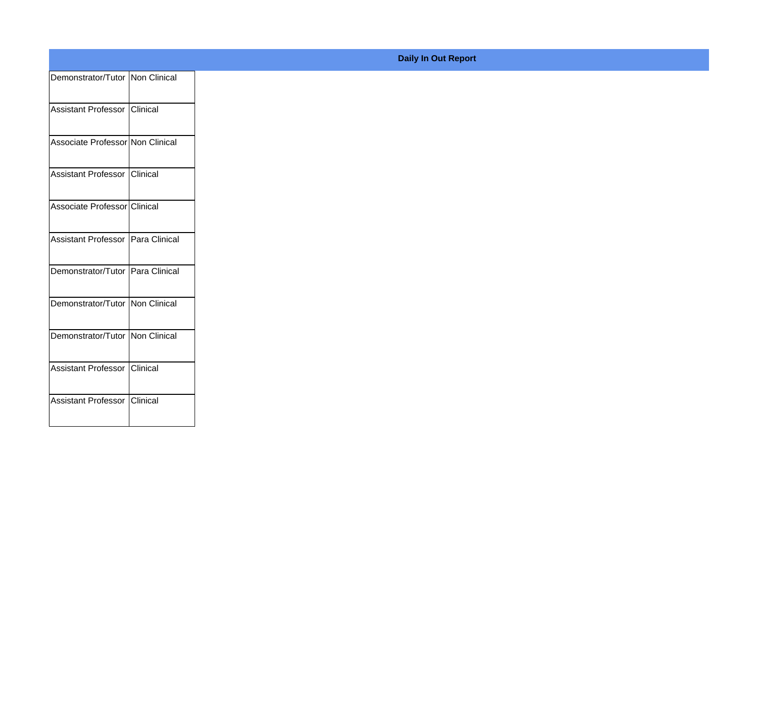**Daily In Out Report**

| | |
|---|---|
| Demonstrator/Tutor | Non Clinical |
| Assistant Professor | Clinical |
| Associate Professor | Non Clinical |
| Assistant Professor | Clinical |
| Associate Professor | Clinical |
| Assistant Professor | Para Clinical |
| Demonstrator/Tutor | Para Clinical |
| Demonstrator/Tutor | Non Clinical |
| Demonstrator/Tutor | Non Clinical |
| Assistant Professor | Clinical |
| Assistant Professor | Clinical |